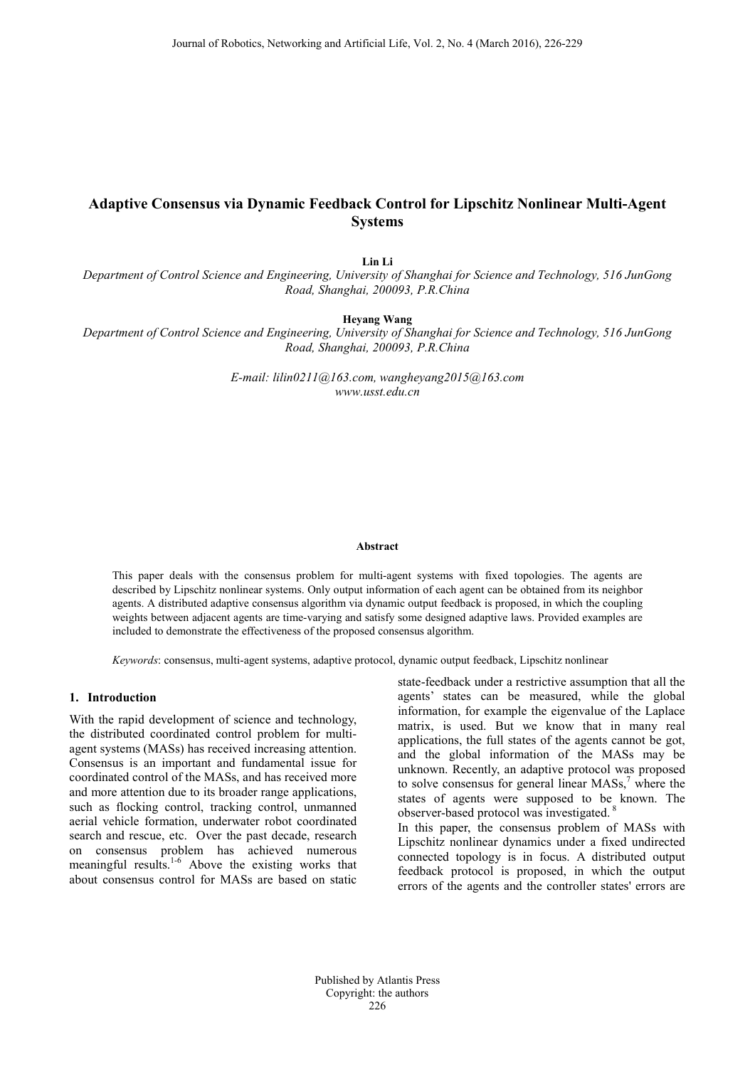# Adaptive Consensus via Dynamic Feedback Control for Lipschitz Nonlinear Multi-Agent Systems

**Lin Li**

*Department of Control Science and Engineering, University of Shanghai for Science and Technology, 516 JunGong Road, Shanghai, 200093, P.R.China*

**Heyang Wang**

*Department of Control Science and Engineering, University of Shanghai for Science and Technology, 516 JunGong Road, Shanghai, 200093, P.R.China*

*E-mail: lilin0211@163.com, wangheyang2015@163.com*
*www.usst.edu.cn*

**Abstract**

This paper deals with the consensus problem for multi-agent systems with fixed topologies. The agents are described by Lipschitz nonlinear systems. Only output information of each agent can be obtained from its neighbor agents. A distributed adaptive consensus algorithm via dynamic output feedback is proposed, in which the coupling weights between adjacent agents are time-varying and satisfy some designed adaptive laws. Provided examples are included to demonstrate the effectiveness of the proposed consensus algorithm.

*Keywords*: consensus, multi-agent systems, adaptive protocol, dynamic output feedback, Lipschitz nonlinear

## 1. Introduction

With the rapid development of science and technology, the distributed coordinated control problem for multi-agent systems (MASs) has received increasing attention. Consensus is an important and fundamental issue for coordinated control of the MASs, and has received more and more attention due to its broader range applications, such as flocking control, tracking control, unmanned aerial vehicle formation, underwater robot coordinated search and rescue, etc. Over the past decade, research on consensus problem has achieved numerous meaningful results.[1-6] Above the existing works that about consensus control for MASs are based on static state-feedback under a restrictive assumption that all the agents' states can be measured, while the global information, for example the eigenvalue of the Laplace matrix, is used. But we know that in many real applications, the full states of the agents cannot be got, and the global information of the MASs may be unknown. Recently, an adaptive protocol was proposed to solve consensus for general linear MASs,[7] where the states of agents were supposed to be known. The observer-based protocol was investigated.[8]

In this paper, the consensus problem of MASs with Lipschitz nonlinear dynamics under a fixed undirected connected topology is in focus. A distributed output feedback protocol is proposed, in which the output errors of the agents and the controller states' errors are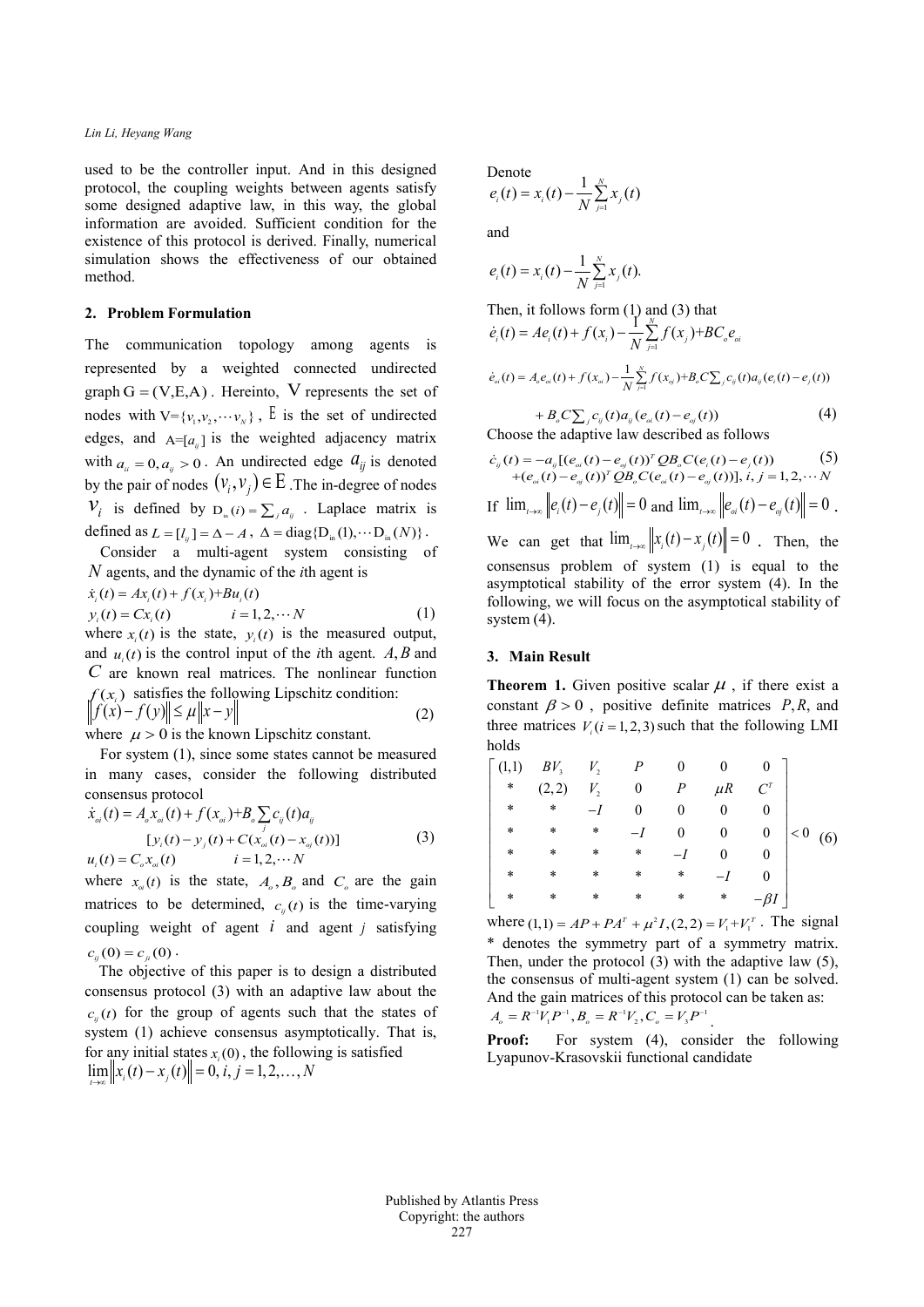used to be the controller input. And in this designed protocol, the coupling weights between agents satisfy some designed adaptive law, in this way, the global information are avoided. Sufficient condition for the existence of this protocol is derived. Finally, numerical simulation shows the effectiveness of our obtained method.

## 2. Problem Formulation

The communication topology among agents is represented by a weighted connected undirected graph $G=(V,E,A)$. Hereinto, $V$ represents the set of nodes with $V=\{v_1,v_2,\cdots v_N\}$, $E$ is the set of undirected edges, and $A=[a_{ij}]$ is the weighted adjacency matrix with $a_{ii}=0, a_{ij}>0$. An undirected edge $a_{ij}$ is denoted by the pair of nodes $(v_i,v_j)\in E$. The in-degree of nodes $v_i$ is defined by $D_{in}(i)=\sum_j a_{ij}$. Laplace matrix is defined as $L=[l_{ij}]=\Delta-A$, $\Delta=\mathrm{diag}\{D_{in}(1),\cdots D_{in}(N)\}$.

Consider a multi-agent system consisting of $N$ agents, and the dynamic of the $i$th agent is

$$
\begin{aligned}
\dot{x}_i(t) &= Ax_i(t)+f(x_i)+Bu_i(t)\\
y_i(t) &= Cx_i(t) \qquad i=1,2,\cdots N
\end{aligned} \tag{1}
$$

where $x_i(t)$ is the state, $y_i(t)$ is the measured output, and $u_i(t)$ is the control input of the $i$th agent. $A,B$ and $C$ are known real matrices. The nonlinear function $f(x_i)$ satisfies the following Lipschitz condition:

$$
\|f(x)-f(y)\|\le\mu\|x-y\| \tag{2}
$$

where $\mu>0$ is the known Lipschitz constant.

For system (1), since some states cannot be measured in many cases, consider the following distributed consensus protocol

$$
\begin{aligned}
\dot{x}_{oi}(t) &= A_o x_{oi}(t)+f(x_{oi})+B_o\sum_j c_{ij}(t)a_{ij}\\
&\qquad [y_i(t)-y_j(t)+C(x_{oi}(t)-x_{oj}(t))]\\
u_i(t) &= C_o x_{oi}(t) \qquad i=1,2,\cdots N
\end{aligned} \tag{3}
$$

where $x_{oi}(t)$ is the state, $A_o, B_o$ and $C_o$ are the gain matrices to be determined, $c_{ij}(t)$ is the time-varying coupling weight of agent $i$ and agent $j$ satisfying $c_{ij}(0)=c_{ji}(0)$.

The objective of this paper is to design a distributed consensus protocol (3) with an adaptive law about the $c_{ij}(t)$ for the group of agents such that the states of system (1) achieve consensus asymptotically. That is, for any initial states $x_i(0)$, the following is satisfied

$$
\lim_{t\to\infty}\|x_i(t)-x_j(t)\|=0, i,j=1,2,\ldots,N
$$

Denote

$$
e_i(t)=x_i(t)-\frac{1}{N}\sum_{j=1}^{N}x_j(t)
$$

and

$$
e_i(t)=x_i(t)-\frac{1}{N}\sum_{j=1}^{N}x_j(t).
$$

Then, it follows form (1) and (3) that

$$
\begin{aligned}
\dot{e}_i(t) &= Ae_i(t)+f(x_i)-\frac{1}{N}\sum_{j=1}^{N}f(x_j)+BC_o e_{oi}\\
\dot{e}_{oi}(t) &= A_o e_{oi}(t)+f(x_{oi})-\frac{1}{N}\sum_{j=1}^{N}f(x_{oj})+B_o C\sum_j c_{ij}(t)a_{ij}(e_i(t)-e_j(t))\\
&\quad +B_o C\sum_j c_{ij}(t)a_{ij}(e_{oi}(t)-e_{oj}(t))
\end{aligned} \tag{4}
$$

Choose the adaptive law described as follows

$$
\begin{aligned}
\dot{c}_{ij}(t) &= -a_{ij}[(e_{oi}(t)-e_{oj}(t))^T QB_o C(e_i(t)-e_j(t))\\
&\quad +(e_{oi}(t)-e_{oj}(t))^T QB_o C(e_{oi}(t)-e_{oj}(t))], \; i,j=1,2,\cdots N
\end{aligned} \tag{5}
$$

If $\lim_{t\to\infty}\|e_i(t)-e_j(t)\|=0$ and $\lim_{t\to\infty}\|e_{oi}(t)-e_{oj}(t)\|=0$. We can get that $\lim_{t\to\infty}\|x_i(t)-x_j(t)\|=0$. Then, the consensus problem of system (1) is equal to the asymptotical stability of the error system (4). In the following, we will focus on the asymptotical stability of system (4).

## 3. Main Result

**Theorem 1.** Given positive scalar $\mu$, if there exist a constant $\beta>0$, positive definite matrices $P,R$, and three matrices $V_i(i=1,2,3)$ such that the following LMI holds

$$
\begin{bmatrix}
(1,1) & BV_3 & V_2 & P & 0 & 0 & 0\\
* & (2,2) & V_2 & 0 & P & \mu R & C^T\\
* & * & -I & 0 & 0 & 0 & 0\\
* & * & * & -I & 0 & 0 & 0\\
* & * & * & * & -I & 0 & 0\\
* & * & * & * & * & -I & 0\\
* & * & * & * & * & * & -\beta I
\end{bmatrix}<0 \tag{6}
$$

where $(1,1)=AP+PA^T+\mu^2 I, (2,2)=V_1+V_1^T$. The signal * denotes the symmetry part of a symmetry matrix. Then, under the protocol (3) with the adaptive law (5), the consensus of multi-agent system (1) can be solved. And the gain matrices of this protocol can be taken as: $A_o=R^{-1}V_1P^{-1}, B_o=R^{-1}V_2, C_o=V_3P^{-1}$.

**Proof:** For system (4), consider the following Lyapunov-Krasovskii functional candidate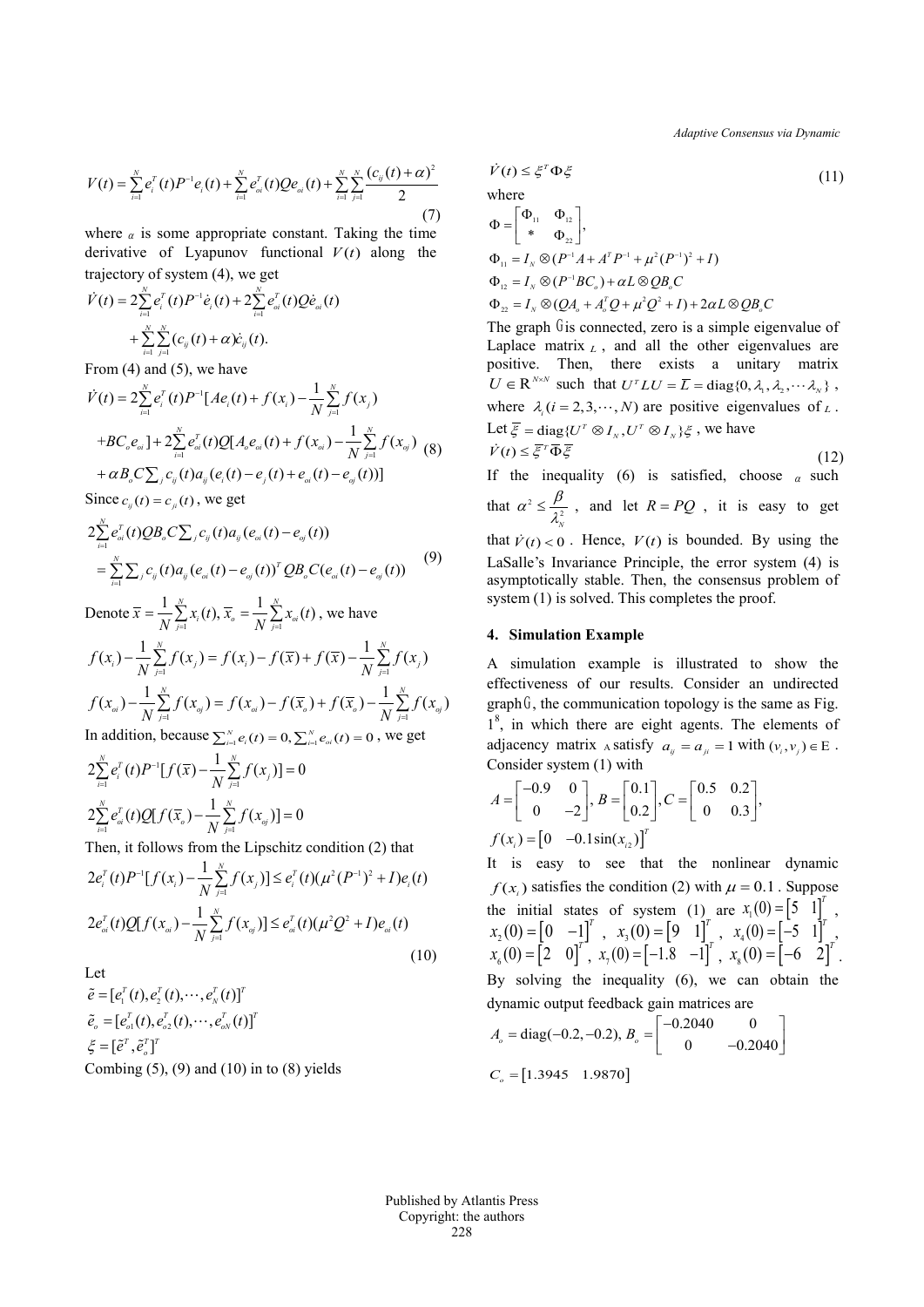$$V(t)=\sum_{i=1}^{N}e_i^T(t)P^{-1}e_i(t)+\sum_{i=1}^{N}e_{oi}^T(t)Qe_{oi}(t)+\sum_{i=1}^{N}\sum_{j=1}^{N}\frac{(c_{ij}(t)+\alpha)^2}{2} \tag{7}$$

where $\alpha$ is some appropriate constant. Taking the time derivative of Lyapunov functional $V(t)$ along the trajectory of system (4), we get

$$\dot{V}(t)=2\sum_{i=1}^{N}e_i^T(t)P^{-1}\dot{e}_i(t)+2\sum_{i=1}^{N}e_{oi}^T(t)Q\dot{e}_{oi}(t)+\sum_{i=1}^{N}\sum_{j=1}^{N}(c_{ij}(t)+\alpha)\dot{c}_{ij}(t).$$

From (4) and (5), we have

$$\begin{aligned}\dot{V}(t)=&2\sum_{i=1}^{N}e_i^T(t)P^{-1}[Ae_i(t)+f(x_i)-\frac{1}{N}\sum_{j=1}^{N}f(x_j)\\&+BC_oe_{oi}]+2\sum_{i=1}^{N}e_{oi}^T(t)Q[A_oe_{oi}(t)+f(x_{oi})-\frac{1}{N}\sum_{j=1}^{N}f(x_{oj})\\&+\alpha B_oC\sum_j c_{ij}(t)a_{ij}(e_i(t)-e_j(t)+e_{oi}(t)-e_{oj}(t))]\end{aligned} \tag{8}$$

Since $c_{ij}(t)=c_{ji}(t)$, we get

$$\begin{aligned}&2\sum_{i=1}^{N}e_{oi}^T(t)QB_oC\sum_j c_{ij}(t)a_{ij}(e_{oi}(t)-e_{oj}(t))\\&=\sum_{i=1}^{N}\sum_j c_{ij}(t)a_{ij}(e_{oi}(t)-e_{oj}(t))^TQB_oC(e_{oi}(t)-e_{oj}(t))\end{aligned} \tag{9}$$

Denote $\bar{x}=\frac{1}{N}\sum_{j=1}^{N}x_i(t),\ \bar{x}_o=\frac{1}{N}\sum_{j=1}^{N}x_{oi}(t)$, we have

$$f(x_i)-\frac{1}{N}\sum_{j=1}^{N}f(x_j)=f(x_i)-f(\bar{x})+f(\bar{x})-\frac{1}{N}\sum_{j=1}^{N}f(x_j)$$

$$f(x_{oi})-\frac{1}{N}\sum_{j=1}^{N}f(x_{oj})=f(x_{oi})-f(\bar{x}_o)+f(\bar{x}_o)-\frac{1}{N}\sum_{j=1}^{N}f(x_{oj})$$

In addition, because $\sum_{i=1}^{N}e_i(t)=0,\sum_{i=1}^{N}e_{oi}(t)=0$, we get

$$2\sum_{i=1}^{N}e_i^T(t)P^{-1}[f(\bar{x})-\frac{1}{N}\sum_{j=1}^{N}f(x_j)]=0$$

$$2\sum_{i=1}^{N}e_{oi}^T(t)Q[f(\bar{x}_o)-\frac{1}{N}\sum_{j=1}^{N}f(x_{oj})]=0$$

Then, it follows from the Lipschitz condition (2) that

$$2e_i^T(t)P^{-1}[f(x_i)-\frac{1}{N}\sum_{j=1}^{N}f(x_j)]\le e_i^T(t)(\mu^2(P^{-1})^2+I)e_i(t)$$

$$2e_{oi}^T(t)Q[f(x_{oi})-\frac{1}{N}\sum_{j=1}^{N}f(x_{oj})]\le e_{oi}^T(t)(\mu^2Q^2+I)e_{oi}(t) \tag{10}$$

Let

$$\tilde{e}=[e_1^T(t),e_2^T(t),\cdots,e_N^T(t)]^T$$
$$\tilde{e}_o=[e_{o1}^T(t),e_{o2}^T(t),\cdots,e_{oN}^T(t)]^T$$
$$\xi=[\tilde{e}^T,\tilde{e}_o^T]^T$$

Combing (5), (9) and (10) in to (8) yields

$$\dot{V}(t)\le\xi^T\Phi\xi \tag{11}$$

where

$$\Phi=\begin{bmatrix}\Phi_{11}&\Phi_{12}\\ *&\Phi_{22}\end{bmatrix},$$

$$\Phi_{11}=I_N\otimes(P^{-1}A+A^TP^{-1}+\mu^2(P^{-1})^2+I)$$

$$\Phi_{12}=I_N\otimes(P^{-1}BC_o)+\alpha L\otimes QB_oC$$

$$\Phi_{22}=I_N\otimes(QA_o+A_o^TQ+\mu^2Q^2+I)+2\alpha L\otimes QB_oC$$

The graph $\mathcal{G}$ is connected, zero is a simple eigenvalue of Laplace matrix $L$, and all the other eigenvalues are positive. Then, there exists a unitary matrix $U\in\mathbb{R}^{N\times N}$ such that $U^TLU=\bar{L}=\mathrm{diag}\{0,\lambda_1,\lambda_2,\cdots\lambda_N\}$, where $\lambda_i(i=2,3,\cdots,N)$ are positive eigenvalues of $L$. Let $\bar{\xi}=\mathrm{diag}\{U^T\otimes I_N,U^T\otimes I_N\}\xi$, we have

$$\dot{V}(t)\le\bar{\xi}^T\bar{\Phi}\bar{\xi} \tag{12}$$

If the inequality (6) is satisfied, choose $\alpha$ such that $\alpha^2\le\frac{\beta}{\lambda_N^2}$, and let $R=PQ$, it is easy to get that $\dot{V}(t)<0$. Hence, $V(t)$ is bounded. By using the LaSalle's Invariance Principle, the error system (4) is asymptotically stable. Then, the consensus problem of system (1) is solved. This completes the proof.

## 4. Simulation Example

A simulation example is illustrated to show the effectiveness of our results. Consider an undirected graph $\mathcal{G}$, the communication topology is the same as Fig. 1[8], in which there are eight agents. The elements of adjacency matrix $\mathrm{A}$ satisfy $a_{ij}=a_{ji}=1$ with $(v_i,v_j)\in\mathrm{E}$. Consider system (1) with

$$A=\begin{bmatrix}-0.9&0\\0&-2\end{bmatrix},B=\begin{bmatrix}0.1\\0.2\end{bmatrix},C=\begin{bmatrix}0.5&0.2\\0&0.3\end{bmatrix},$$

$$f(x_i)=\begin{bmatrix}0&-0.1\sin(x_{i2})\end{bmatrix}^T$$

It is easy to see that the nonlinear dynamic $f(x_i)$ satisfies the condition (2) with $\mu=0.1$. Suppose the initial states of system (1) are $x_1(0)=\begin{bmatrix}5&1\end{bmatrix}^T$, $x_2(0)=\begin{bmatrix}0&-1\end{bmatrix}^T$, $x_3(0)=\begin{bmatrix}9&1\end{bmatrix}^T$, $x_4(0)=\begin{bmatrix}-5&1\end{bmatrix}^T$, $x_6(0)=\begin{bmatrix}2&0\end{bmatrix}^T$, $x_7(0)=\begin{bmatrix}-1.8&-1\end{bmatrix}^T$, $x_8(0)=\begin{bmatrix}-6&2\end{bmatrix}^T$.

By solving the inequality (6), we can obtain the dynamic output feedback gain matrices are

$$A_o=\mathrm{diag}(-0.2,-0.2),\ B_o=\begin{bmatrix}-0.2040&0\\0&-0.2040\end{bmatrix}$$

$$C_o=\begin{bmatrix}1.3945&1.9870\end{bmatrix}$$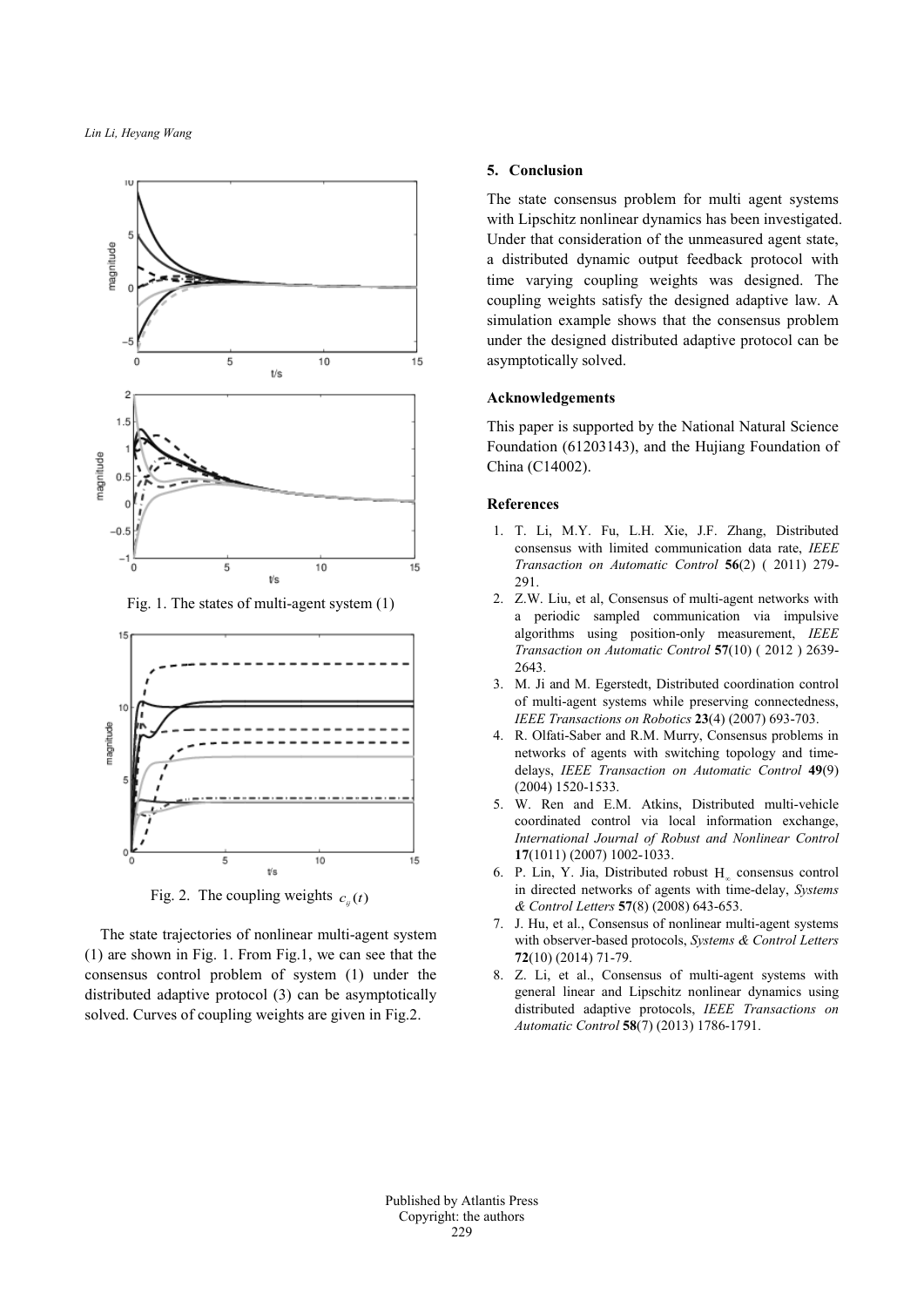10

5

0

−5

0 5 10 15

t/s

magnitude

2

1.5

1

0.5

0

−0.5

−1

0 5 10 15

t/s

magnitude

Fig. 1. The states of multi-agent system (1)

15

10

5

0

0 5 10 15

t/s

magnitude

Fig. 2. The coupling weights $c_{ij}(t)$

The state trajectories of nonlinear multi-agent system (1) are shown in Fig. 1. From Fig.1, we can see that the consensus control problem of system (1) under the distributed adaptive protocol (3) can be asymptotically solved. Curves of coupling weights are given in Fig.2.

## 5. Conclusion

The state consensus problem for multi agent systems with Lipschitz nonlinear dynamics has been investigated. Under that consideration of the unmeasured agent state, a distributed dynamic output feedback protocol with time varying coupling weights was designed. The coupling weights satisfy the designed adaptive law. A simulation example shows that the consensus problem under the designed distributed adaptive protocol can be asymptotically solved.

## Acknowledgements

This paper is supported by the National Natural Science Foundation (61203143), and the Hujiang Foundation of China (C14002).

## References

1. T. Li, M.Y. Fu, L.H. Xie, J.F. Zhang, Distributed consensus with limited communication data rate, *IEEE Transaction on Automatic Control* **56**(2) ( 2011) 279-291.
2. Z.W. Liu, et al, Consensus of multi-agent networks with a periodic sampled communication via impulsive algorithms using position-only measurement, *IEEE Transaction on Automatic Control* **57**(10) ( 2012 ) 2639-2643.
3. M. Ji and M. Egerstedt, Distributed coordination control of multi-agent systems while preserving connectedness, *IEEE Transactions on Robotics* **23**(4) (2007) 693-703.
4. R. Olfati-Saber and R.M. Murry, Consensus problems in networks of agents with switching topology and time-delays, *IEEE Transaction on Automatic Control* **49**(9) (2004) 1520-1533.
5. W. Ren and E.M. Atkins, Distributed multi-vehicle coordinated control via local information exchange, *International Journal of Robust and Nonlinear Control* **17**(1011) (2007) 1002-1033.
6. P. Lin, Y. Jia, Distributed robust $H_\infty$ consensus control in directed networks of agents with time-delay, *Systems & Control Letters* **57**(8) (2008) 643-653.
7. J. Hu, et al., Consensus of nonlinear multi-agent systems with observer-based protocols, *Systems & Control Letters* **72**(10) (2014) 71-79.
8. Z. Li, et al., Consensus of multi-agent systems with general linear and Lipschitz nonlinear dynamics using distributed adaptive protocols, *IEEE Transactions on Automatic Control* **58**(7) (2013) 1786-1791.